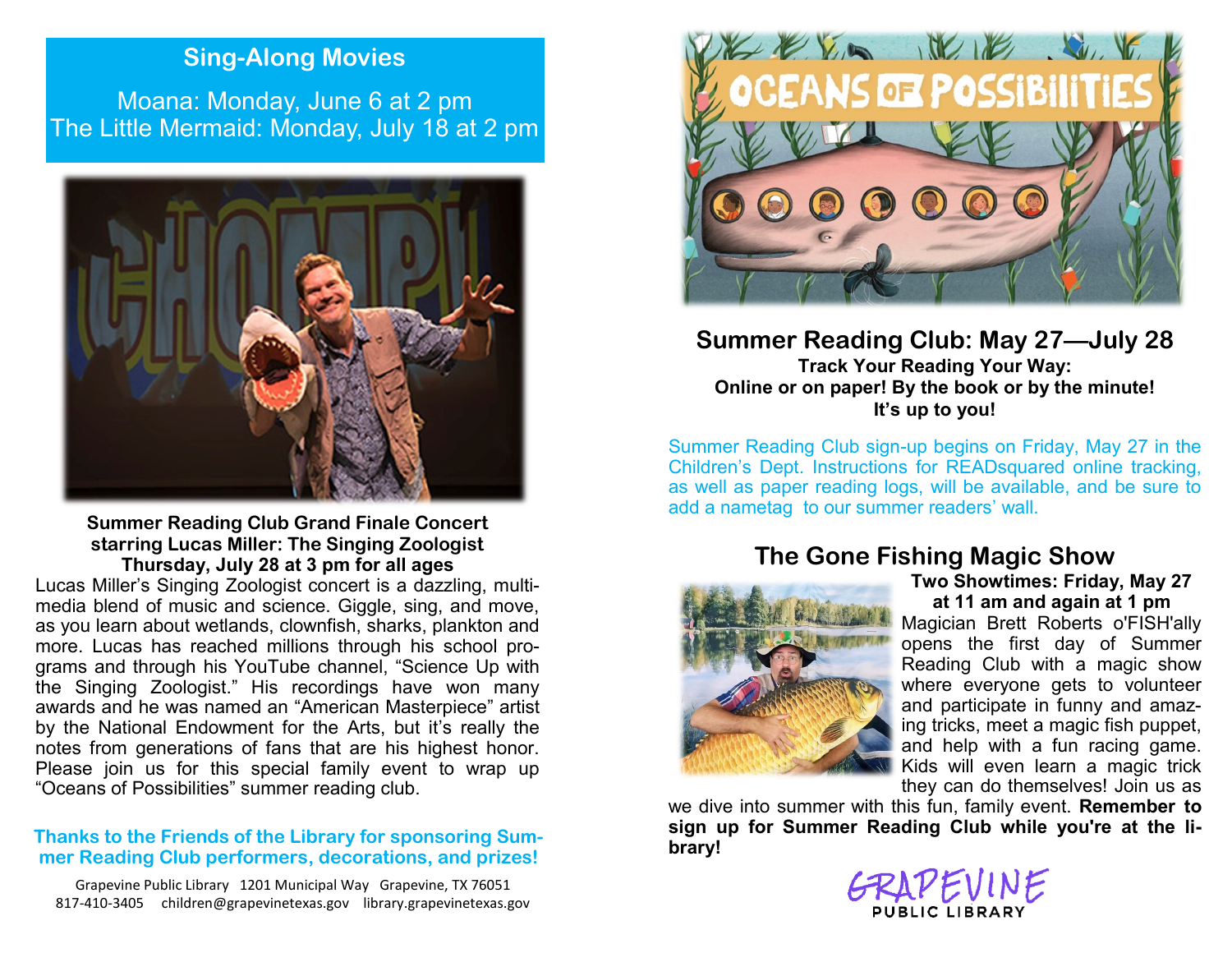## Sing-Along Movies

Moana: Monday, June 6 at 2 pm
The Little Mermaid: Monday, July 18 at 2 pm

**Summer Reading Club Grand Finale Concert**
**starring Lucas Miller: The Singing Zoologist**
**Thursday, July 28 at 3 pm for all ages**

Lucas Miller's Singing Zoologist concert is a dazzling, multi-media blend of music and science. Giggle, sing, and move, as you learn about wetlands, clownfish, sharks, plankton and more. Lucas has reached millions through his school programs and through his YouTube channel, "Science Up with the Singing Zoologist." His recordings have won many awards and he was named an "American Masterpiece" artist by the National Endowment for the Arts, but it's really the notes from generations of fans that are his highest honor. Please join us for this special family event to wrap up "Oceans of Possibilities" summer reading club.

**Thanks to the Friends of the Library for sponsoring Summer Reading Club performers, decorations, and prizes!**

Grapevine Public Library 1201 Municipal Way Grapevine, TX 76051
817-410-3405 children@grapevinetexas.gov library.grapevinetexas.gov

# Oceans of Possibilities

## Summer Reading Club: May 27—July 28

**Track Your Reading Your Way:**
**Online or on paper! By the book or by the minute!**
**It's up to you!**

Summer Reading Club sign-up begins on Friday, May 27 in the Children's Dept. Instructions for READsquared online tracking, as well as paper reading logs, will be available, and be sure to add a nametag to our summer readers' wall.

## The Gone Fishing Magic Show

**Two Showtimes: Friday, May 27 at 11 am and again at 1 pm**

Magician Brett Roberts o'FISH'ally opens the first day of Summer Reading Club with a magic show where everyone gets to volunteer and participate in funny and amazing tricks, meet a magic fish puppet, and help with a fun racing game. Kids will even learn a magic trick they can do themselves! Join us as we dive into summer with this fun, family event. **Remember to sign up for Summer Reading Club while you're at the library!**

GRAPEVINE PUBLIC LIBRARY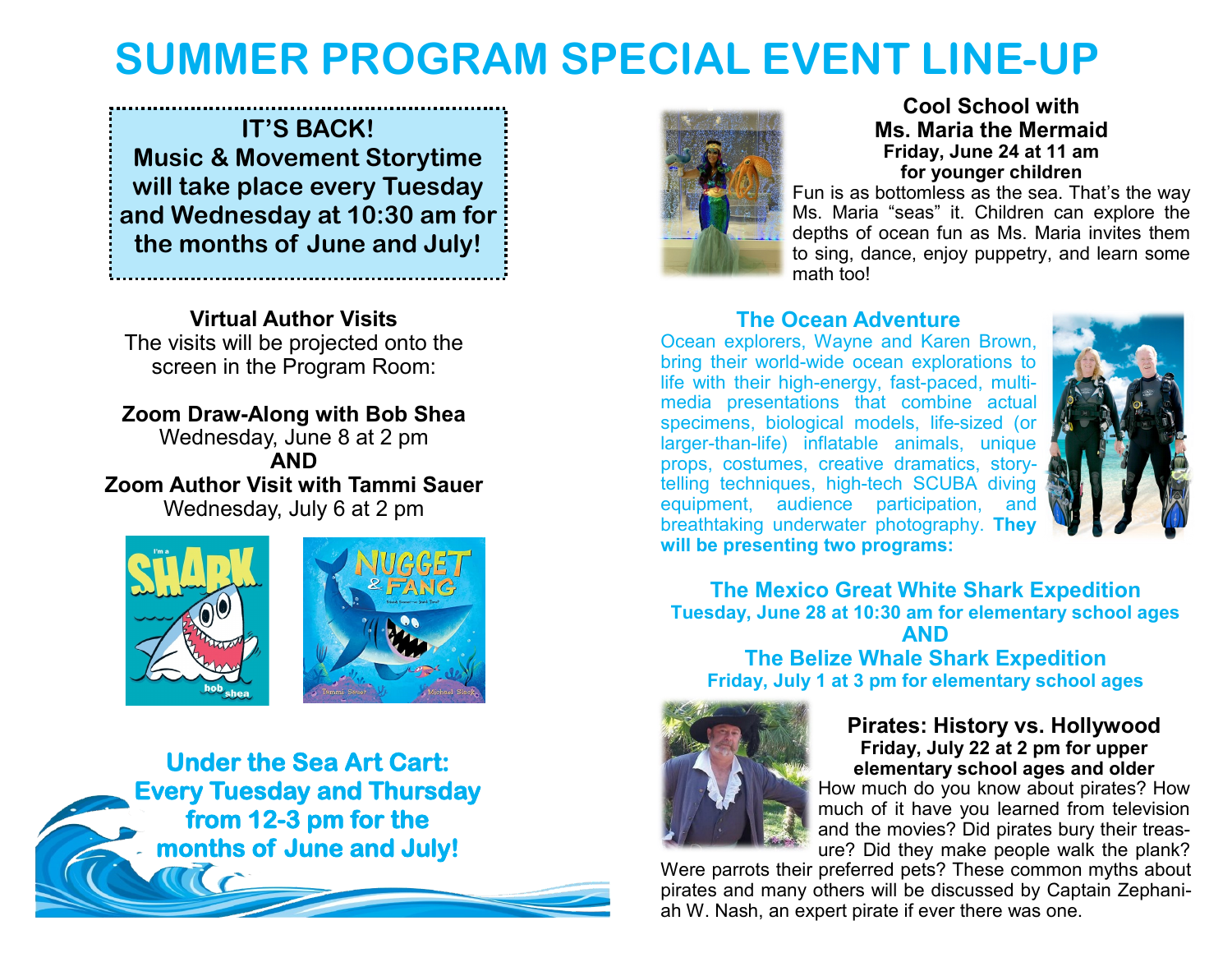# SUMMER PROGRAM SPECIAL EVENT LINE-UP

**IT'S BACK!**
**Music & Movement Storytime will take place every Tuesday and Wednesday at 10:30 am for the months of June and July!**

**Virtual Author Visits**
The visits will be projected onto the screen in the Program Room:

**Zoom Draw-Along with Bob Shea**
Wednesday, June 8 at 2 pm
**AND**
**Zoom Author Visit with Tammi Sauer**
Wednesday, July 6 at 2 pm

**Under the Sea Art Cart: Every Tuesday and Thursday from 12-3 pm for the months of June and July!**

### Cool School with Ms. Maria the Mermaid
**Friday, June 24 at 11 am for younger children**

Fun is as bottomless as the sea. That's the way Ms. Maria "seas" it. Children can explore the depths of ocean fun as Ms. Maria invites them to sing, dance, enjoy puppetry, and learn some math too!

### The Ocean Adventure

Ocean explorers, Wayne and Karen Brown, bring their world-wide ocean explorations to life with their high-energy, fast-paced, multi-media presentations that combine actual specimens, biological models, life-sized (or larger-than-life) inflatable animals, unique props, costumes, creative dramatics, story-telling techniques, high-tech SCUBA diving equipment, audience participation, and breathtaking underwater photography. **They will be presenting two programs:**

**The Mexico Great White Shark Expedition**
**Tuesday, June 28 at 10:30 am for elementary school ages**
**AND**
**The Belize Whale Shark Expedition**
**Friday, July 1 at 3 pm for elementary school ages**

### Pirates: History vs. Hollywood
**Friday, July 22 at 2 pm for upper elementary school ages and older**

How much do you know about pirates? How much of it have you learned from television and the movies? Did pirates bury their treasure? Did they make people walk the plank? Were parrots their preferred pets? These common myths about pirates and many others will be discussed by Captain Zephaniah W. Nash, an expert pirate if ever there was one.